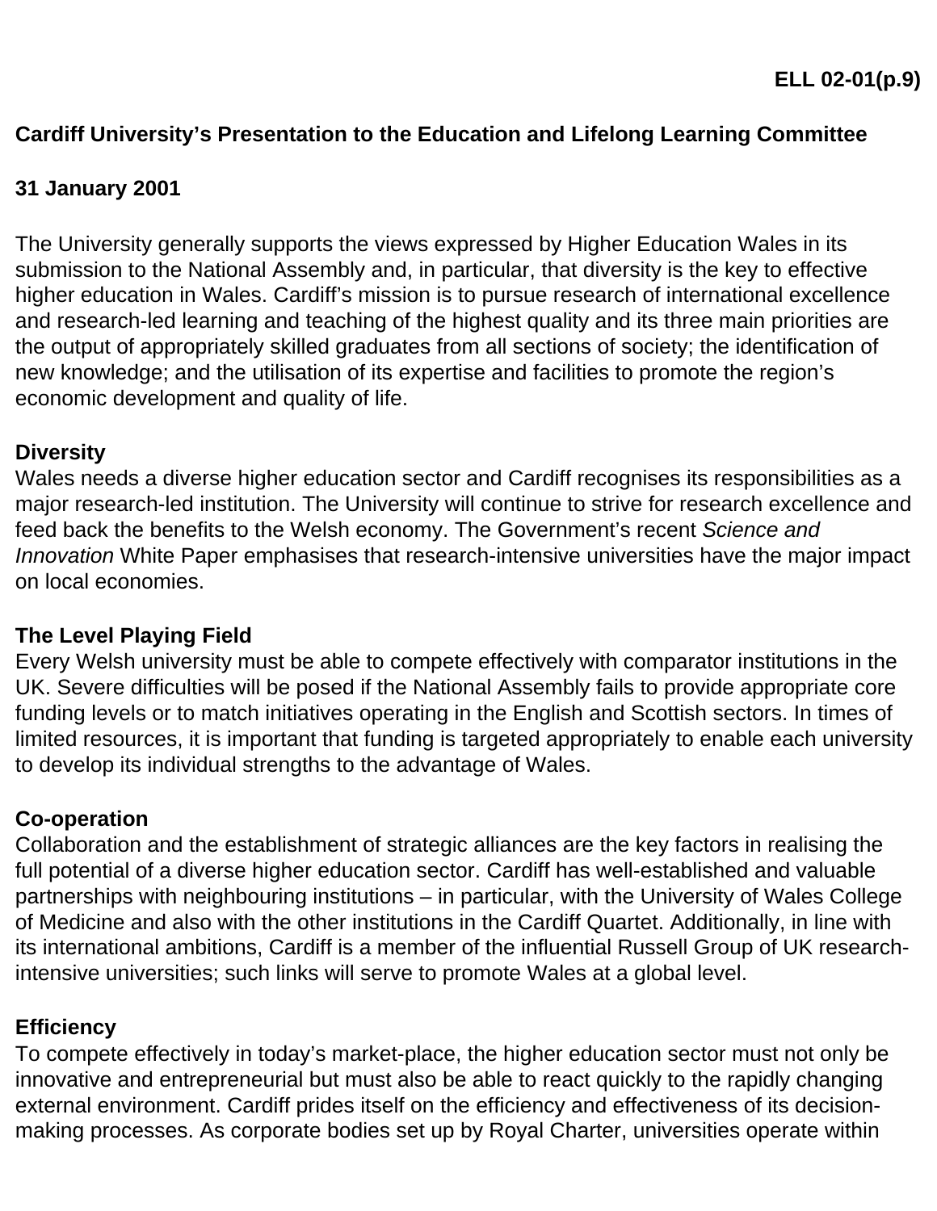**ELL 02-01(p.9)**

## Cardiff University's Presentation to the Education and Lifelong Learning Committee

**31 January 2001**

The University generally supports the views expressed by Higher Education Wales in its submission to the National Assembly and, in particular, that diversity is the key to effective higher education in Wales. Cardiff's mission is to pursue research of international excellence and research-led learning and teaching of the highest quality and its three main priorities are the output of appropriately skilled graduates from all sections of society; the identification of new knowledge; and the utilisation of its expertise and facilities to promote the region's economic development and quality of life.

### Diversity

Wales needs a diverse higher education sector and Cardiff recognises its responsibilities as a major research-led institution. The University will continue to strive for research excellence and feed back the benefits to the Welsh economy. The Government's recent *Science and Innovation* White Paper emphasises that research-intensive universities have the major impact on local economies.

### The Level Playing Field

Every Welsh university must be able to compete effectively with comparator institutions in the UK. Severe difficulties will be posed if the National Assembly fails to provide appropriate core funding levels or to match initiatives operating in the English and Scottish sectors. In times of limited resources, it is important that funding is targeted appropriately to enable each university to develop its individual strengths to the advantage of Wales.

### Co-operation

Collaboration and the establishment of strategic alliances are the key factors in realising the full potential of a diverse higher education sector. Cardiff has well-established and valuable partnerships with neighbouring institutions – in particular, with the University of Wales College of Medicine and also with the other institutions in the Cardiff Quartet. Additionally, in line with its international ambitions, Cardiff is a member of the influential Russell Group of UK research-intensive universities; such links will serve to promote Wales at a global level.

### Efficiency

To compete effectively in today's market-place, the higher education sector must not only be innovative and entrepreneurial but must also be able to react quickly to the rapidly changing external environment. Cardiff prides itself on the efficiency and effectiveness of its decision-making processes. As corporate bodies set up by Royal Charter, universities operate within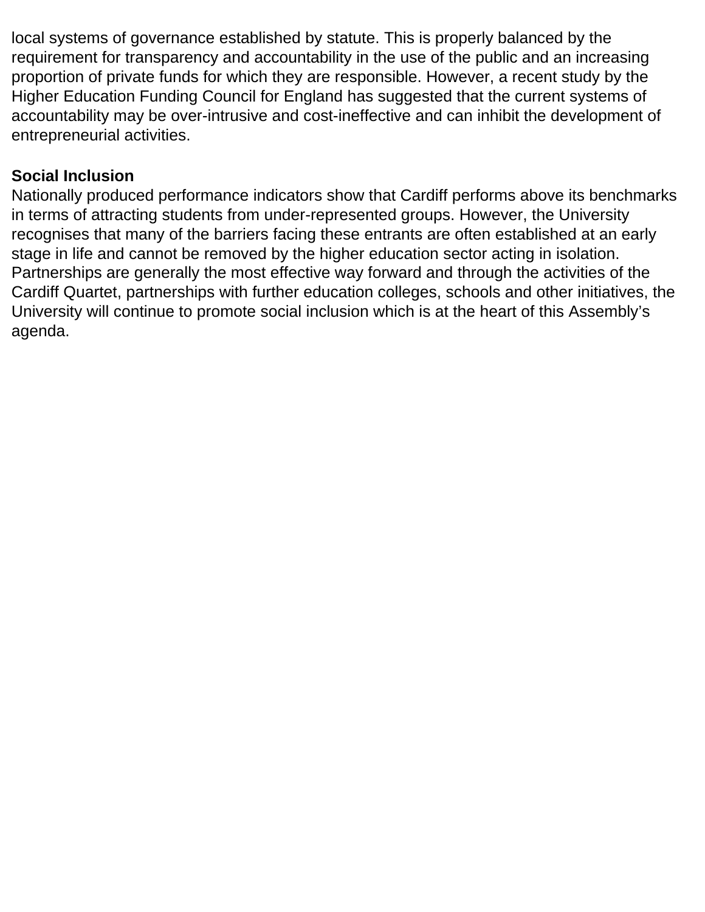local systems of governance established by statute. This is properly balanced by the requirement for transparency and accountability in the use of the public and an increasing proportion of private funds for which they are responsible. However, a recent study by the Higher Education Funding Council for England has suggested that the current systems of accountability may be over-intrusive and cost-ineffective and can inhibit the development of entrepreneurial activities.

**Social Inclusion**

Nationally produced performance indicators show that Cardiff performs above its benchmarks in terms of attracting students from under-represented groups. However, the University recognises that many of the barriers facing these entrants are often established at an early stage in life and cannot be removed by the higher education sector acting in isolation. Partnerships are generally the most effective way forward and through the activities of the Cardiff Quartet, partnerships with further education colleges, schools and other initiatives, the University will continue to promote social inclusion which is at the heart of this Assembly's agenda.